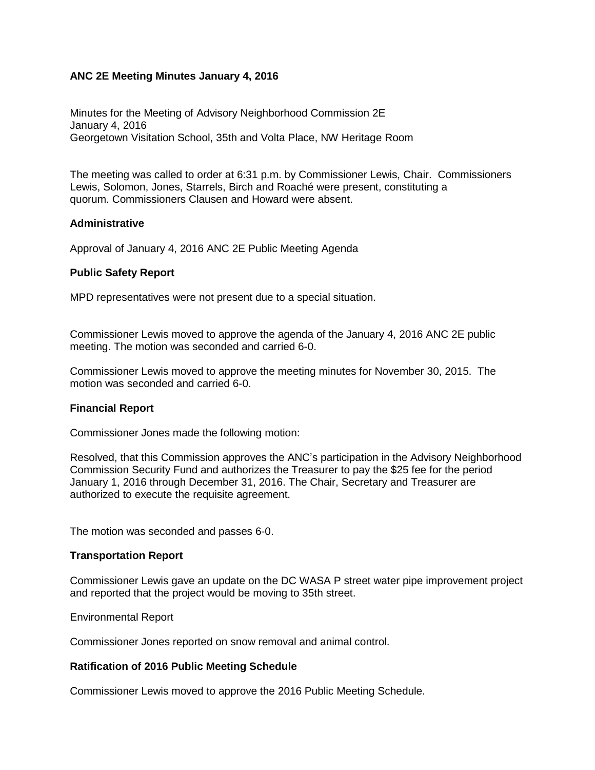**ANC 2E Meeting Minutes January 4, 2016**

Minutes for the Meeting of Advisory Neighborhood Commission 2E
January 4, 2016
Georgetown Visitation School, 35th and Volta Place, NW Heritage Room

The meeting was called to order at 6:31 p.m. by Commissioner Lewis, Chair. Commissioners Lewis, Solomon, Jones, Starrels, Birch and Roaché were present, constituting a quorum. Commissioners Clausen and Howard were absent.

**Administrative**

Approval of January 4, 2016 ANC 2E Public Meeting Agenda

**Public Safety Report**

MPD representatives were not present due to a special situation.

Commissioner Lewis moved to approve the agenda of the January 4, 2016 ANC 2E public meeting. The motion was seconded and carried 6-0.

Commissioner Lewis moved to approve the meeting minutes for November 30, 2015. The motion was seconded and carried 6-0.

**Financial Report**

Commissioner Jones made the following motion:

Resolved, that this Commission approves the ANC's participation in the Advisory Neighborhood Commission Security Fund and authorizes the Treasurer to pay the $25 fee for the period January 1, 2016 through December 31, 2016. The Chair, Secretary and Treasurer are authorized to execute the requisite agreement.

The motion was seconded and passes 6-0.

**Transportation Report**

Commissioner Lewis gave an update on the DC WASA P street water pipe improvement project and reported that the project would be moving to 35th street.

Environmental Report

Commissioner Jones reported on snow removal and animal control.

**Ratification of 2016 Public Meeting Schedule**

Commissioner Lewis moved to approve the 2016 Public Meeting Schedule.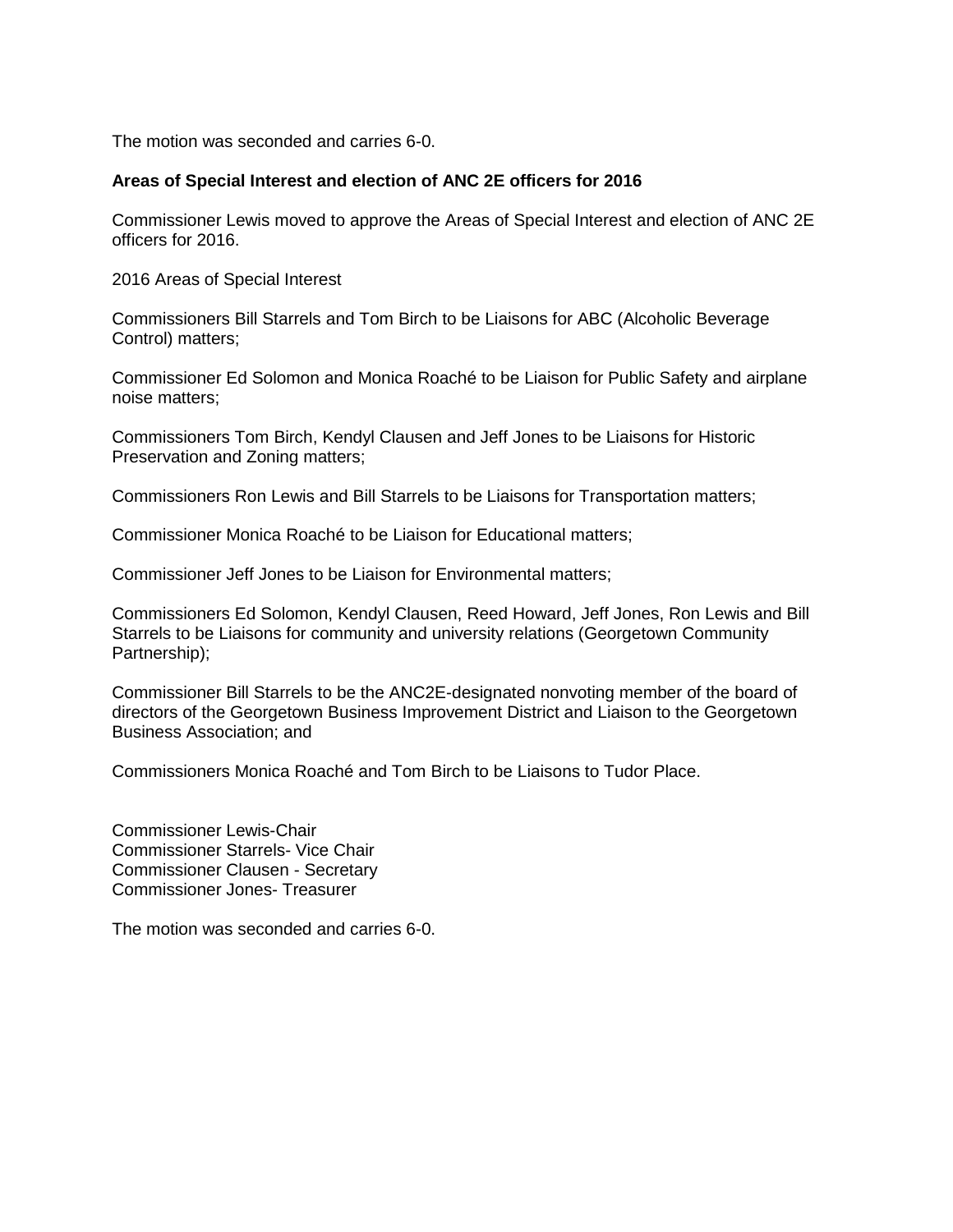The motion was seconded and carries 6-0.

**Areas of Special Interest and election of ANC 2E officers for 2016**

Commissioner Lewis moved to approve the Areas of Special Interest and election of ANC 2E officers for 2016.

2016 Areas of Special Interest

Commissioners Bill Starrels and Tom Birch to be Liaisons for ABC (Alcoholic Beverage Control) matters;

Commissioner Ed Solomon and Monica Roaché to be Liaison for Public Safety and airplane noise matters;

Commissioners Tom Birch, Kendyl Clausen and Jeff Jones to be Liaisons for Historic Preservation and Zoning matters;

Commissioners Ron Lewis and Bill Starrels to be Liaisons for Transportation matters;

Commissioner Monica Roaché to be Liaison for Educational matters;

Commissioner Jeff Jones to be Liaison for Environmental matters;

Commissioners Ed Solomon, Kendyl Clausen, Reed Howard, Jeff Jones, Ron Lewis and Bill Starrels to be Liaisons for community and university relations (Georgetown Community Partnership);

Commissioner Bill Starrels to be the ANC2E-designated nonvoting member of the board of directors of the Georgetown Business Improvement District and Liaison to the Georgetown Business Association; and

Commissioners Monica Roaché and Tom Birch to be Liaisons to Tudor Place.

Commissioner Lewis-Chair
Commissioner Starrels- Vice Chair
Commissioner Clausen - Secretary
Commissioner Jones- Treasurer

The motion was seconded and carries 6-0.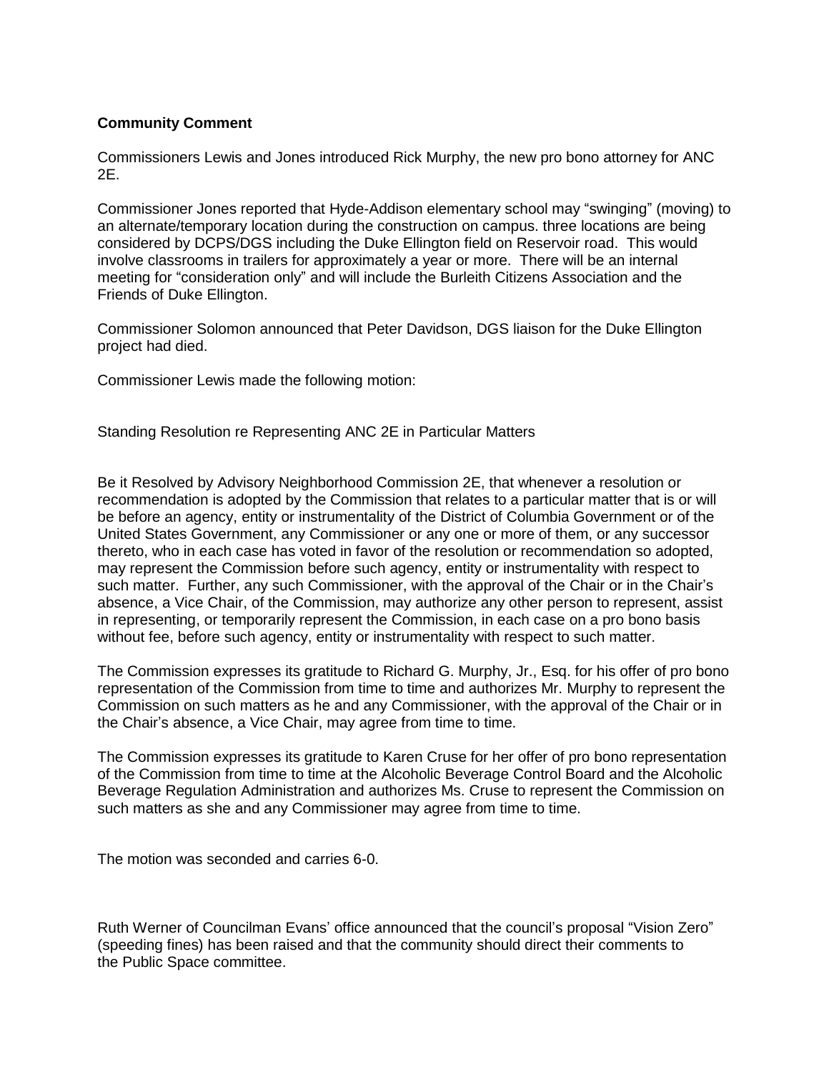**Community Comment**

Commissioners Lewis and Jones introduced Rick Murphy, the new pro bono attorney for ANC 2E.

Commissioner Jones reported that Hyde-Addison elementary school may "swinging" (moving) to an alternate/temporary location during the construction on campus. three locations are being considered by DCPS/DGS including the Duke Ellington field on Reservoir road. This would involve classrooms in trailers for approximately a year or more. There will be an internal meeting for "consideration only" and will include the Burleith Citizens Association and the Friends of Duke Ellington.

Commissioner Solomon announced that Peter Davidson, DGS liaison for the Duke Ellington project had died.

Commissioner Lewis made the following motion:

Standing Resolution re Representing ANC 2E in Particular Matters

Be it Resolved by Advisory Neighborhood Commission 2E, that whenever a resolution or recommendation is adopted by the Commission that relates to a particular matter that is or will be before an agency, entity or instrumentality of the District of Columbia Government or of the United States Government, any Commissioner or any one or more of them, or any successor thereto, who in each case has voted in favor of the resolution or recommendation so adopted, may represent the Commission before such agency, entity or instrumentality with respect to such matter. Further, any such Commissioner, with the approval of the Chair or in the Chair's absence, a Vice Chair, of the Commission, may authorize any other person to represent, assist in representing, or temporarily represent the Commission, in each case on a pro bono basis without fee, before such agency, entity or instrumentality with respect to such matter.

The Commission expresses its gratitude to Richard G. Murphy, Jr., Esq. for his offer of pro bono representation of the Commission from time to time and authorizes Mr. Murphy to represent the Commission on such matters as he and any Commissioner, with the approval of the Chair or in the Chair's absence, a Vice Chair, may agree from time to time.

The Commission expresses its gratitude to Karen Cruse for her offer of pro bono representation of the Commission from time to time at the Alcoholic Beverage Control Board and the Alcoholic Beverage Regulation Administration and authorizes Ms. Cruse to represent the Commission on such matters as she and any Commissioner may agree from time to time.

The motion was seconded and carries 6-0.

Ruth Werner of Councilman Evans' office announced that the council's proposal "Vision Zero" (speeding fines) has been raised and that the community should direct their comments to the Public Space committee.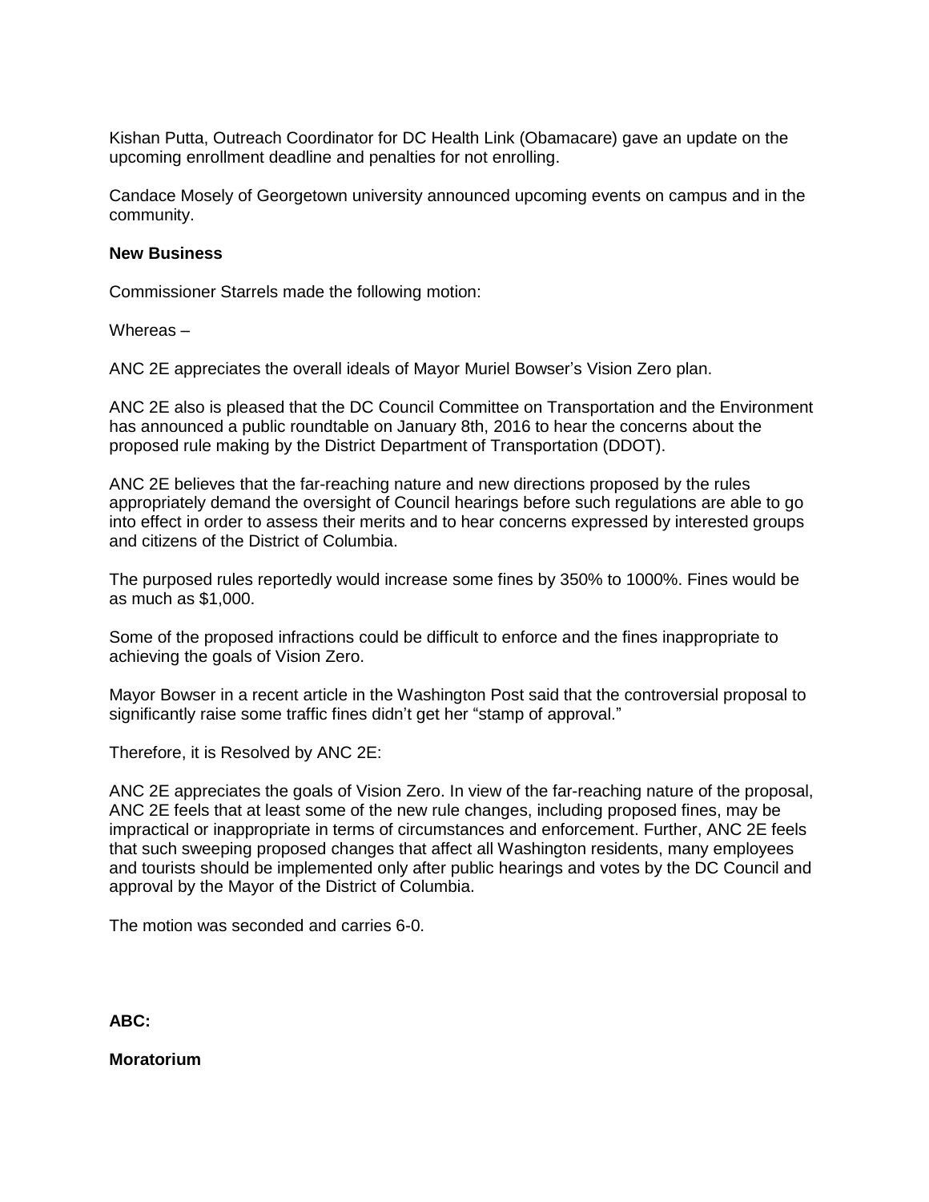Kishan Putta, Outreach Coordinator for DC Health Link (Obamacare) gave an update on the upcoming enrollment deadline and penalties for not enrolling.

Candace Mosely of Georgetown university announced upcoming events on campus and in the community.

**New Business**

Commissioner Starrels made the following motion:

Whereas –

ANC 2E appreciates the overall ideals of Mayor Muriel Bowser's Vision Zero plan.

ANC 2E also is pleased that the DC Council Committee on Transportation and the Environment has announced a public roundtable on January 8th, 2016 to hear the concerns about the proposed rule making by the District Department of Transportation (DDOT).

ANC 2E believes that the far-reaching nature and new directions proposed by the rules appropriately demand the oversight of Council hearings before such regulations are able to go into effect in order to assess their merits and to hear concerns expressed by interested groups and citizens of the District of Columbia.

The purposed rules reportedly would increase some fines by 350% to 1000%. Fines would be as much as $1,000.

Some of the proposed infractions could be difficult to enforce and the fines inappropriate to achieving the goals of Vision Zero.

Mayor Bowser in a recent article in the Washington Post said that the controversial proposal to significantly raise some traffic fines didn't get her "stamp of approval."

Therefore, it is Resolved by ANC 2E:

ANC 2E appreciates the goals of Vision Zero. In view of the far-reaching nature of the proposal, ANC 2E feels that at least some of the new rule changes, including proposed fines, may be impractical or inappropriate in terms of circumstances and enforcement. Further, ANC 2E feels that such sweeping proposed changes that affect all Washington residents, many employees and tourists should be implemented only after public hearings and votes by the DC Council and approval by the Mayor of the District of Columbia.

The motion was seconded and carries 6-0.

**ABC:**

**Moratorium**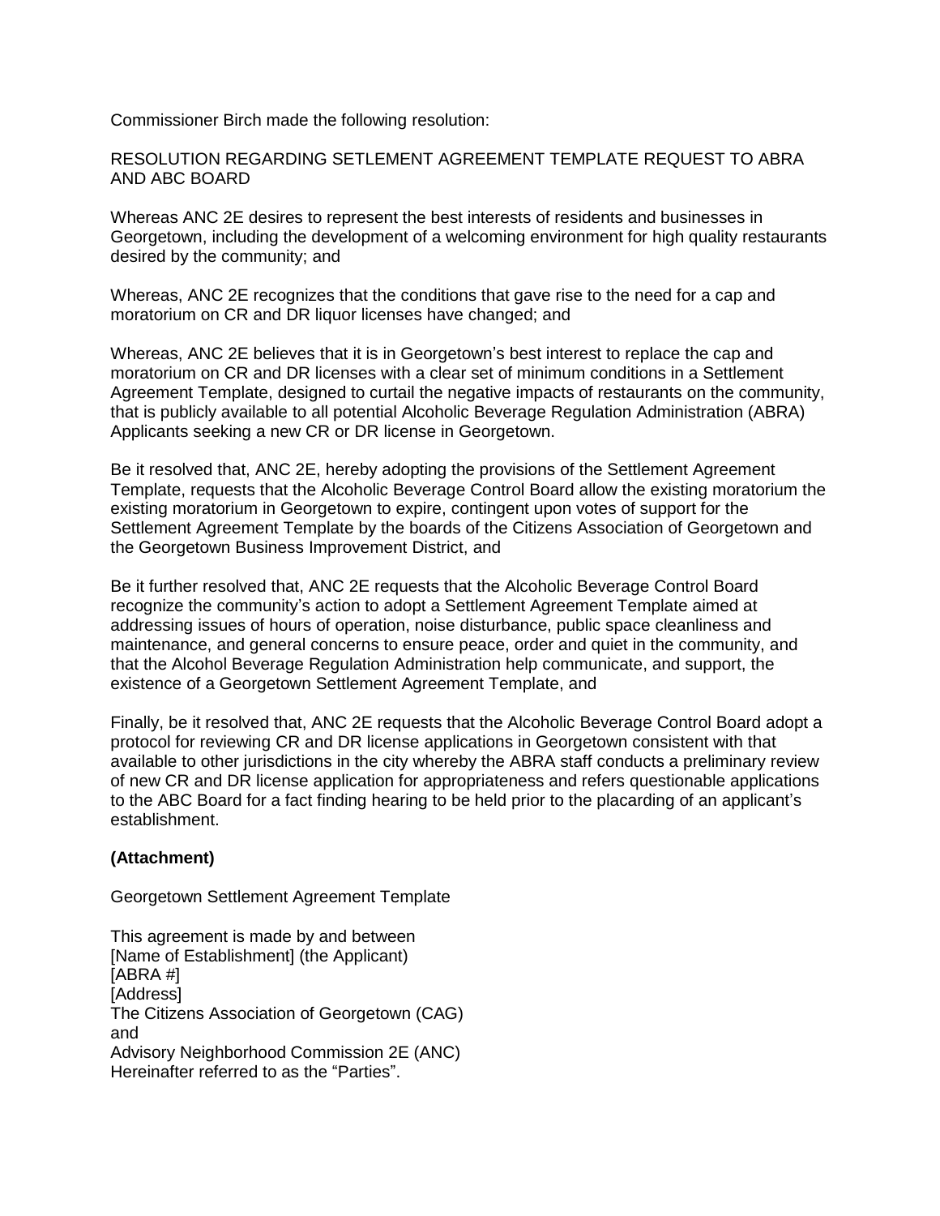Commissioner Birch made the following resolution:

RESOLUTION REGARDING SETLEMENT AGREEMENT TEMPLATE REQUEST TO ABRA AND ABC BOARD

Whereas ANC 2E desires to represent the best interests of residents and businesses in Georgetown, including the development of a welcoming environment for high quality restaurants desired by the community; and

Whereas, ANC 2E recognizes that the conditions that gave rise to the need for a cap and moratorium on CR and DR liquor licenses have changed; and

Whereas, ANC 2E believes that it is in Georgetown's best interest to replace the cap and moratorium on CR and DR licenses with a clear set of minimum conditions in a Settlement Agreement Template, designed to curtail the negative impacts of restaurants on the community, that is publicly available to all potential Alcoholic Beverage Regulation Administration (ABRA) Applicants seeking a new CR or DR license in Georgetown.

Be it resolved that, ANC 2E, hereby adopting the provisions of the Settlement Agreement Template, requests that the Alcoholic Beverage Control Board allow the existing moratorium the existing moratorium in Georgetown to expire, contingent upon votes of support for the Settlement Agreement Template by the boards of the Citizens Association of Georgetown and the Georgetown Business Improvement District, and

Be it further resolved that, ANC 2E requests that the Alcoholic Beverage Control Board recognize the community's action to adopt a Settlement Agreement Template aimed at addressing issues of hours of operation, noise disturbance, public space cleanliness and maintenance, and general concerns to ensure peace, order and quiet in the community, and that the Alcohol Beverage Regulation Administration help communicate, and support, the existence of a Georgetown Settlement Agreement Template, and

Finally, be it resolved that, ANC 2E requests that the Alcoholic Beverage Control Board adopt a protocol for reviewing CR and DR license applications in Georgetown consistent with that available to other jurisdictions in the city whereby the ABRA staff conducts a preliminary review of new CR and DR license application for appropriateness and refers questionable applications to the ABC Board for a fact finding hearing to be held prior to the placarding of an applicant's establishment.

**(Attachment)**

Georgetown Settlement Agreement Template

This agreement is made by and between
[Name of Establishment] (the Applicant)
[ABRA #]
[Address]
The Citizens Association of Georgetown (CAG)
and
Advisory Neighborhood Commission 2E (ANC)
Hereinafter referred to as the "Parties".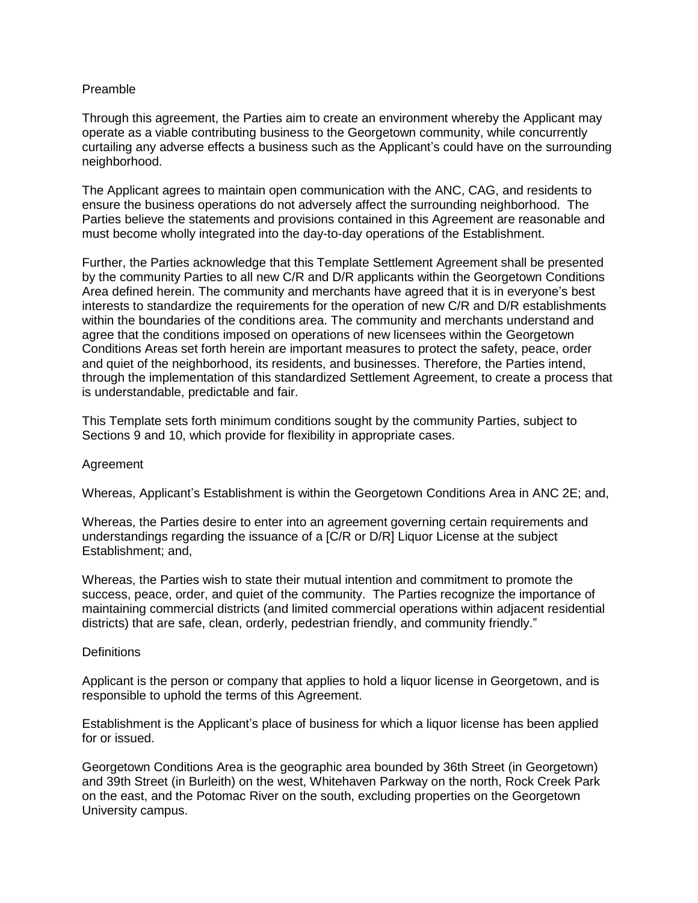## Preamble

Through this agreement, the Parties aim to create an environment whereby the Applicant may operate as a viable contributing business to the Georgetown community, while concurrently curtailing any adverse effects a business such as the Applicant's could have on the surrounding neighborhood.

The Applicant agrees to maintain open communication with the ANC, CAG, and residents to ensure the business operations do not adversely affect the surrounding neighborhood. The Parties believe the statements and provisions contained in this Agreement are reasonable and must become wholly integrated into the day-to-day operations of the Establishment.

Further, the Parties acknowledge that this Template Settlement Agreement shall be presented by the community Parties to all new C/R and D/R applicants within the Georgetown Conditions Area defined herein. The community and merchants have agreed that it is in everyone's best interests to standardize the requirements for the operation of new C/R and D/R establishments within the boundaries of the conditions area. The community and merchants understand and agree that the conditions imposed on operations of new licensees within the Georgetown Conditions Areas set forth herein are important measures to protect the safety, peace, order and quiet of the neighborhood, its residents, and businesses. Therefore, the Parties intend, through the implementation of this standardized Settlement Agreement, to create a process that is understandable, predictable and fair.

This Template sets forth minimum conditions sought by the community Parties, subject to Sections 9 and 10, which provide for flexibility in appropriate cases.

## Agreement

Whereas, Applicant's Establishment is within the Georgetown Conditions Area in ANC 2E; and,

Whereas, the Parties desire to enter into an agreement governing certain requirements and understandings regarding the issuance of a [C/R or D/R] Liquor License at the subject Establishment; and,

Whereas, the Parties wish to state their mutual intention and commitment to promote the success, peace, order, and quiet of the community. The Parties recognize the importance of maintaining commercial districts (and limited commercial operations within adjacent residential districts) that are safe, clean, orderly, pedestrian friendly, and community friendly."

## Definitions

Applicant is the person or company that applies to hold a liquor license in Georgetown, and is responsible to uphold the terms of this Agreement.

Establishment is the Applicant's place of business for which a liquor license has been applied for or issued.

Georgetown Conditions Area is the geographic area bounded by 36th Street (in Georgetown) and 39th Street (in Burleith) on the west, Whitehaven Parkway on the north, Rock Creek Park on the east, and the Potomac River on the south, excluding properties on the Georgetown University campus.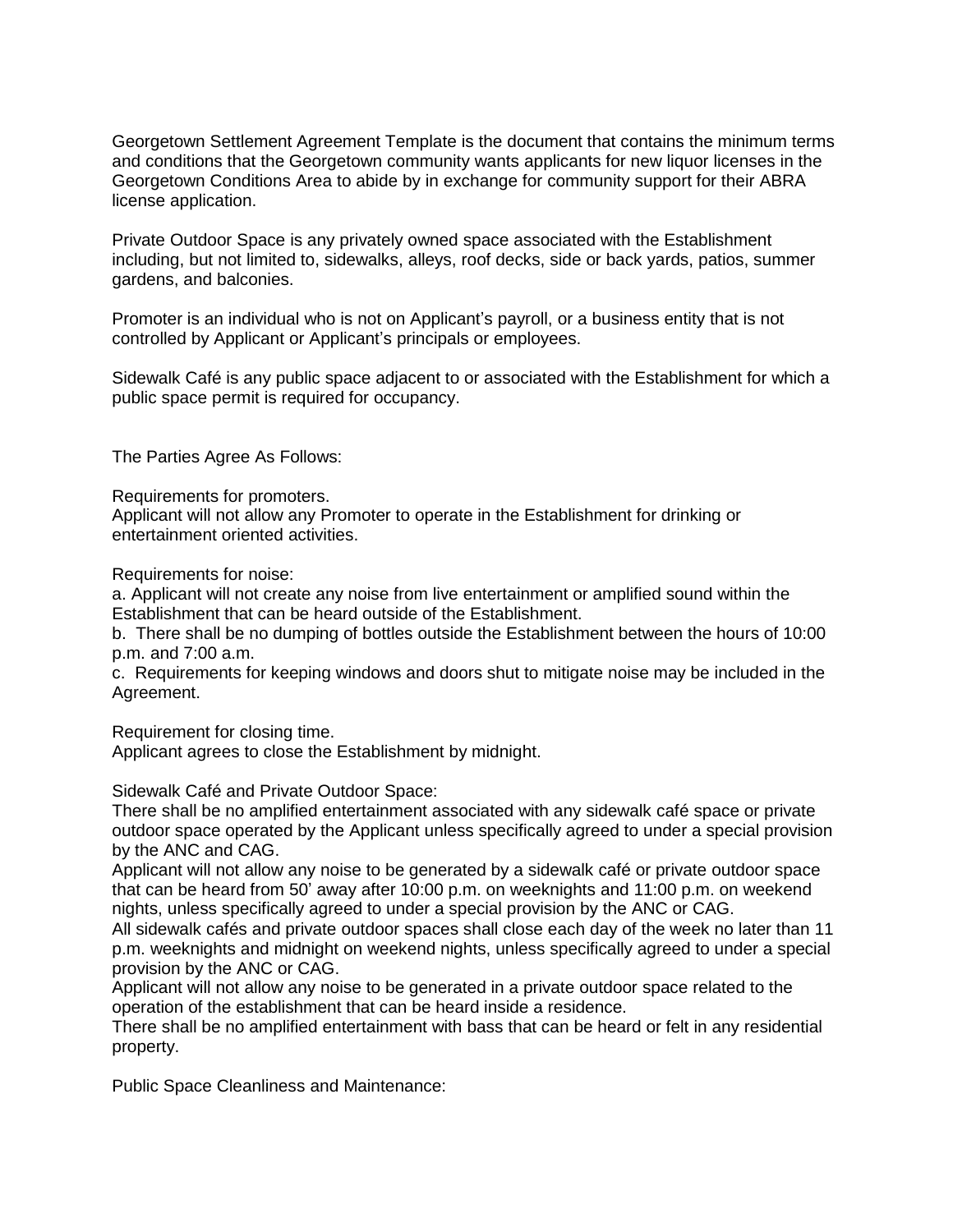Georgetown Settlement Agreement Template is the document that contains the minimum terms and conditions that the Georgetown community wants applicants for new liquor licenses in the Georgetown Conditions Area to abide by in exchange for community support for their ABRA license application.

Private Outdoor Space is any privately owned space associated with the Establishment including, but not limited to, sidewalks, alleys, roof decks, side or back yards, patios, summer gardens, and balconies.

Promoter is an individual who is not on Applicant's payroll, or a business entity that is not controlled by Applicant or Applicant's principals or employees.

Sidewalk Café is any public space adjacent to or associated with the Establishment for which a public space permit is required for occupancy.

The Parties Agree As Follows:

Requirements for promoters.
Applicant will not allow any Promoter to operate in the Establishment for drinking or entertainment oriented activities.

Requirements for noise:
a. Applicant will not create any noise from live entertainment or amplified sound within the Establishment that can be heard outside of the Establishment.
b. There shall be no dumping of bottles outside the Establishment between the hours of 10:00 p.m. and 7:00 a.m.
c. Requirements for keeping windows and doors shut to mitigate noise may be included in the Agreement.

Requirement for closing time.
Applicant agrees to close the Establishment by midnight.

Sidewalk Café and Private Outdoor Space:
There shall be no amplified entertainment associated with any sidewalk café space or private outdoor space operated by the Applicant unless specifically agreed to under a special provision by the ANC and CAG.
Applicant will not allow any noise to be generated by a sidewalk café or private outdoor space that can be heard from 50' away after 10:00 p.m. on weeknights and 11:00 p.m. on weekend nights, unless specifically agreed to under a special provision by the ANC or CAG.
All sidewalk cafés and private outdoor spaces shall close each day of the week no later than 11 p.m. weeknights and midnight on weekend nights, unless specifically agreed to under a special provision by the ANC or CAG.
Applicant will not allow any noise to be generated in a private outdoor space related to the operation of the establishment that can be heard inside a residence.
There shall be no amplified entertainment with bass that can be heard or felt in any residential property.

Public Space Cleanliness and Maintenance: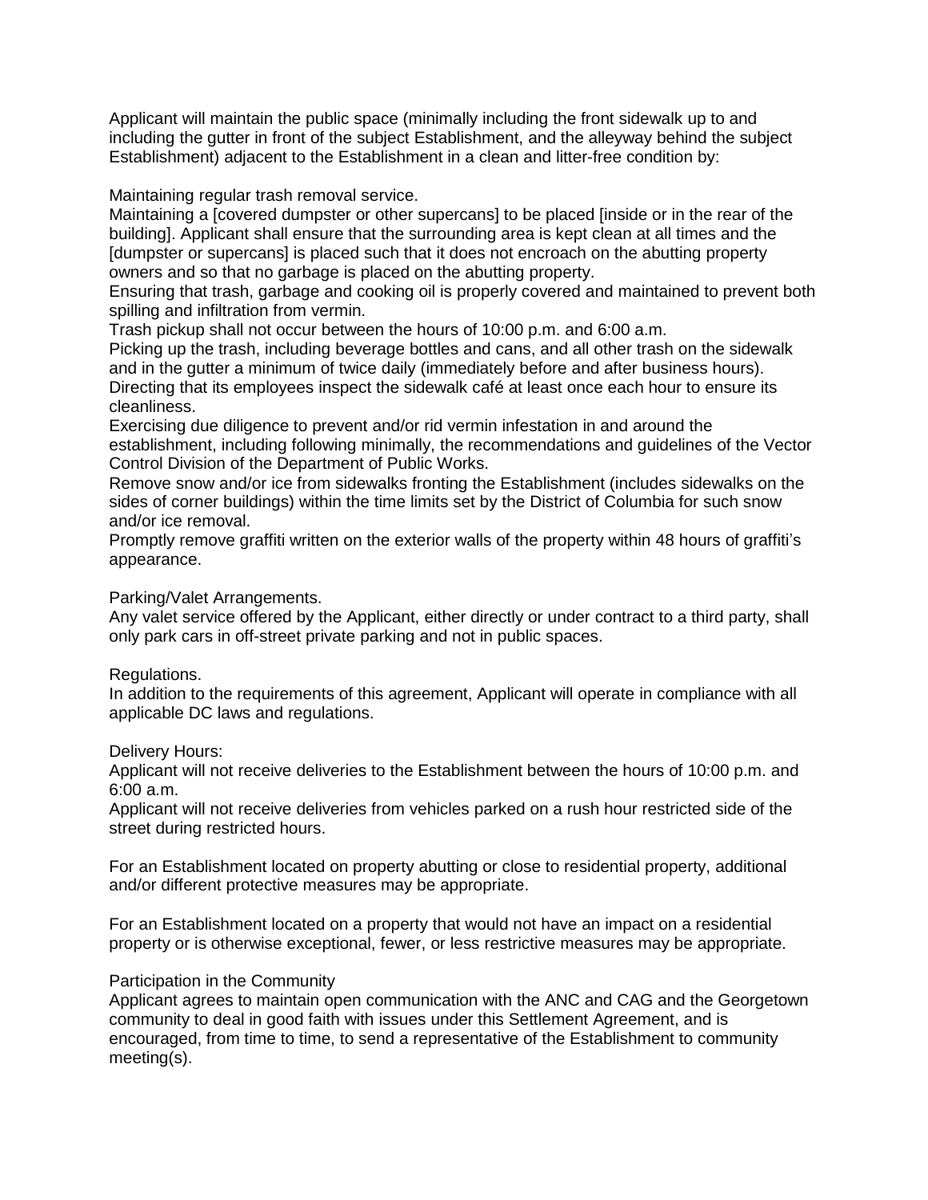Applicant will maintain the public space (minimally including the front sidewalk up to and including the gutter in front of the subject Establishment, and the alleyway behind the subject Establishment) adjacent to the Establishment in a clean and litter-free condition by:

Maintaining regular trash removal service.
Maintaining a [covered dumpster or other supercans] to be placed [inside or in the rear of the building]. Applicant shall ensure that the surrounding area is kept clean at all times and the [dumpster or supercans] is placed such that it does not encroach on the abutting property owners and so that no garbage is placed on the abutting property.
Ensuring that trash, garbage and cooking oil is properly covered and maintained to prevent both spilling and infiltration from vermin.
Trash pickup shall not occur between the hours of 10:00 p.m. and 6:00 a.m.
Picking up the trash, including beverage bottles and cans, and all other trash on the sidewalk and in the gutter a minimum of twice daily (immediately before and after business hours).
Directing that its employees inspect the sidewalk café at least once each hour to ensure its cleanliness.
Exercising due diligence to prevent and/or rid vermin infestation in and around the establishment, including following minimally, the recommendations and guidelines of the Vector Control Division of the Department of Public Works.
Remove snow and/or ice from sidewalks fronting the Establishment (includes sidewalks on the sides of corner buildings) within the time limits set by the District of Columbia for such snow and/or ice removal.
Promptly remove graffiti written on the exterior walls of the property within 48 hours of graffiti's appearance.

Parking/Valet Arrangements.
Any valet service offered by the Applicant, either directly or under contract to a third party, shall only park cars in off-street private parking and not in public spaces.

Regulations.
In addition to the requirements of this agreement, Applicant will operate in compliance with all applicable DC laws and regulations.

Delivery Hours:
Applicant will not receive deliveries to the Establishment between the hours of 10:00 p.m. and 6:00 a.m.
Applicant will not receive deliveries from vehicles parked on a rush hour restricted side of the street during restricted hours.

For an Establishment located on property abutting or close to residential property, additional and/or different protective measures may be appropriate.

For an Establishment located on a property that would not have an impact on a residential property or is otherwise exceptional, fewer, or less restrictive measures may be appropriate.

Participation in the Community
Applicant agrees to maintain open communication with the ANC and CAG and the Georgetown community to deal in good faith with issues under this Settlement Agreement, and is encouraged, from time to time, to send a representative of the Establishment to community meeting(s).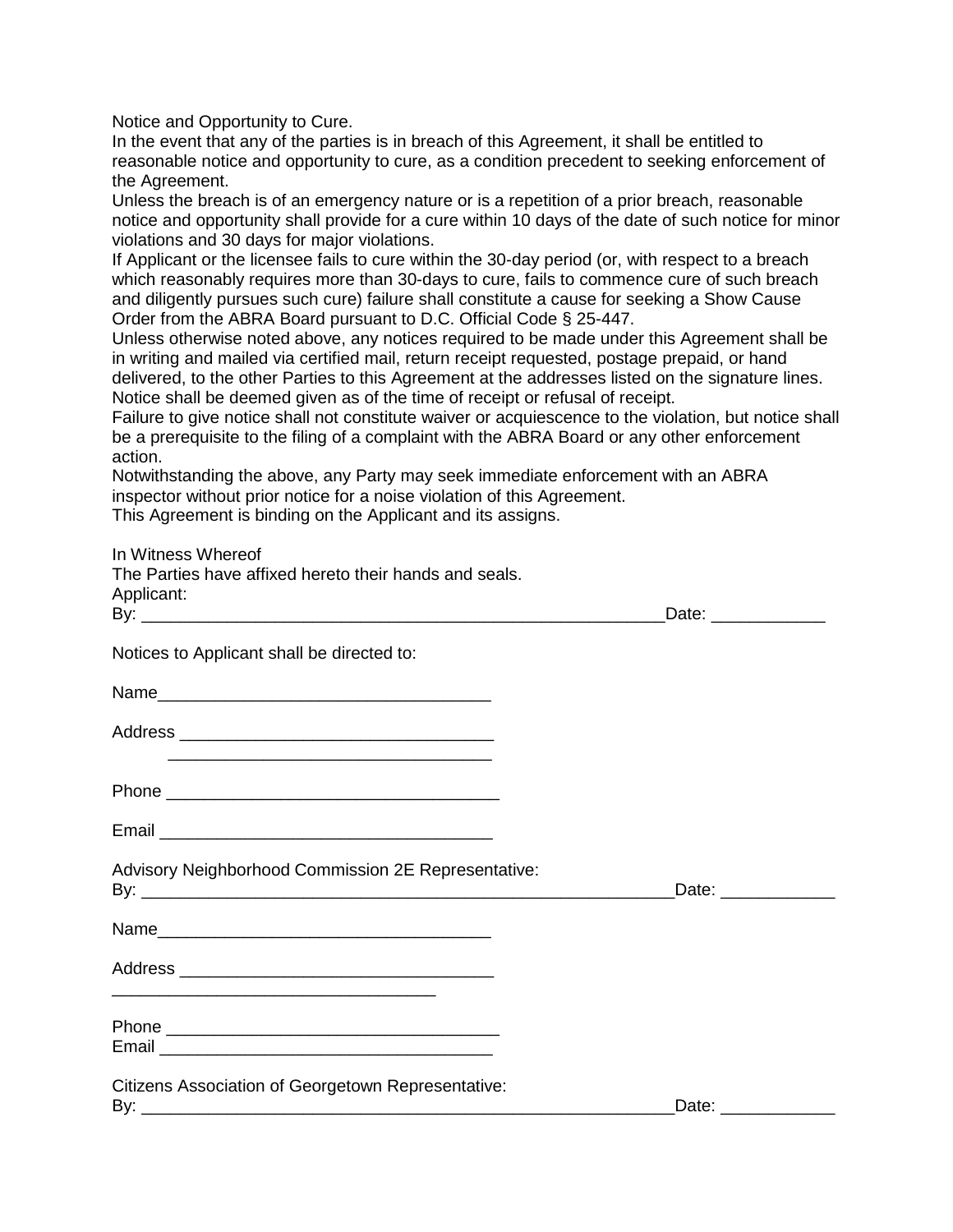Notice and Opportunity to Cure.

In the event that any of the parties is in breach of this Agreement, it shall be entitled to reasonable notice and opportunity to cure, as a condition precedent to seeking enforcement of the Agreement.

Unless the breach is of an emergency nature or is a repetition of a prior breach, reasonable notice and opportunity shall provide for a cure within 10 days of the date of such notice for minor violations and 30 days for major violations.

If Applicant or the licensee fails to cure within the 30-day period (or, with respect to a breach which reasonably requires more than 30-days to cure, fails to commence cure of such breach and diligently pursues such cure) failure shall constitute a cause for seeking a Show Cause Order from the ABRA Board pursuant to D.C. Official Code § 25-447.

Unless otherwise noted above, any notices required to be made under this Agreement shall be in writing and mailed via certified mail, return receipt requested, postage prepaid, or hand delivered, to the other Parties to this Agreement at the addresses listed on the signature lines. Notice shall be deemed given as of the time of receipt or refusal of receipt.

Failure to give notice shall not constitute waiver or acquiescence to the violation, but notice shall be a prerequisite to the filing of a complaint with the ABRA Board or any other enforcement action.

Notwithstanding the above, any Party may seek immediate enforcement with an ABRA inspector without prior notice for a noise violation of this Agreement.

This Agreement is binding on the Applicant and its assigns.

In Witness Whereof

The Parties have affixed hereto their hands and seals.

Applicant:

By: _______________________________________________________Date: ____________

Notices to Applicant shall be directed to:

Name___________________________________

Address _________________________________

_________________________________

Phone ___________________________________

Email ___________________________________

Advisory Neighborhood Commission 2E Representative:

By: _______________________________________________________Date: ____________

Name___________________________________

Address _________________________________

_________________________________

Phone ___________________________________

Email ___________________________________

Citizens Association of Georgetown Representative:

By: _______________________________________________________Date: ____________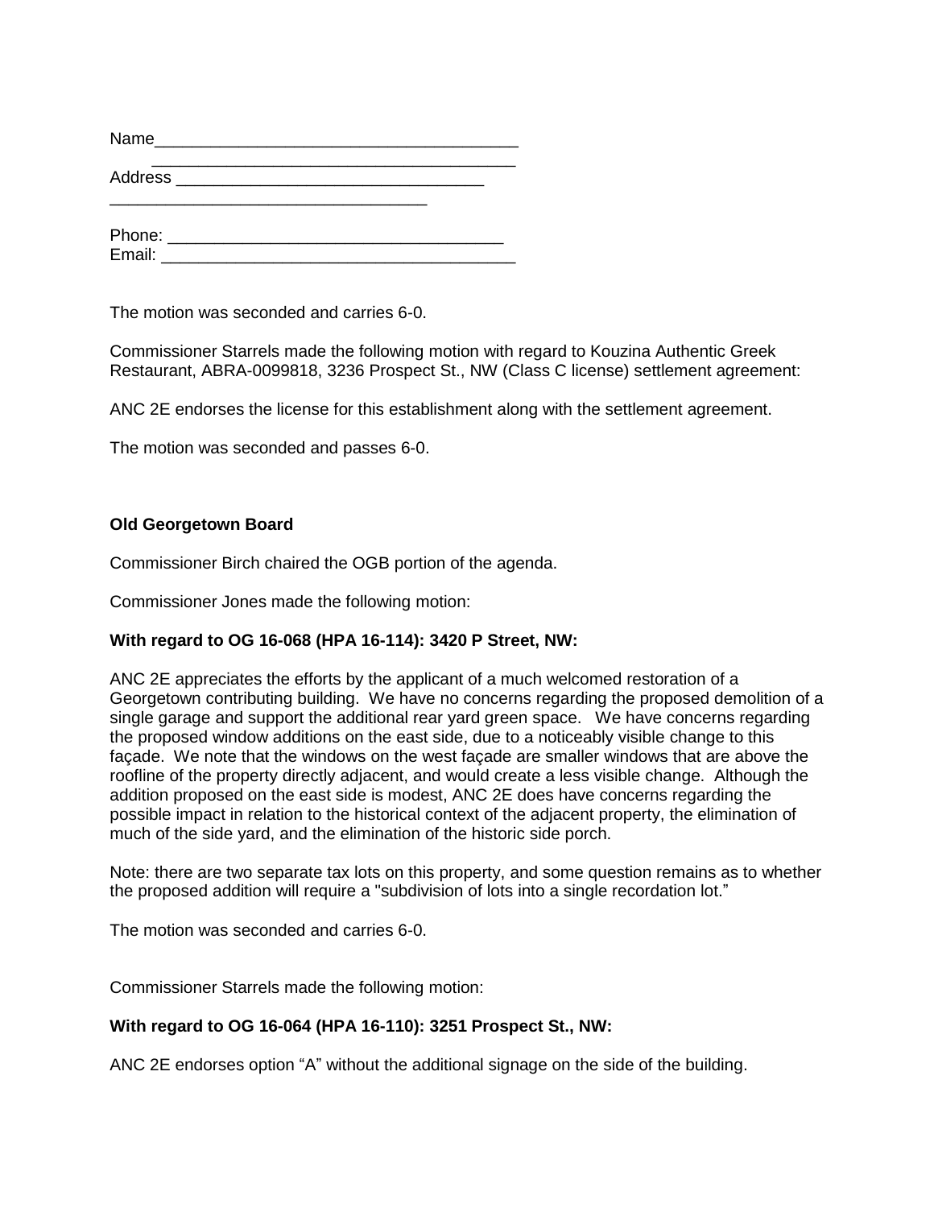Name________________________________________
________________________________________
Address __________________________________
__________________________________

Phone: ____________________________________
Email: ______________________________________

The motion was seconded and carries 6-0.

Commissioner Starrels made the following motion with regard to Kouzina Authentic Greek Restaurant, ABRA-0099818, 3236 Prospect St., NW (Class C license) settlement agreement:

ANC 2E endorses the license for this establishment along with the settlement agreement.

The motion was seconded and passes 6-0.

**Old Georgetown Board**

Commissioner Birch chaired the OGB portion of the agenda.

Commissioner Jones made the following motion:

**With regard to OG 16-068 (HPA 16-114): 3420 P Street, NW:**

ANC 2E appreciates the efforts by the applicant of a much welcomed restoration of a Georgetown contributing building. We have no concerns regarding the proposed demolition of a single garage and support the additional rear yard green space. We have concerns regarding the proposed window additions on the east side, due to a noticeably visible change to this façade. We note that the windows on the west façade are smaller windows that are above the roofline of the property directly adjacent, and would create a less visible change. Although the addition proposed on the east side is modest, ANC 2E does have concerns regarding the possible impact in relation to the historical context of the adjacent property, the elimination of much of the side yard, and the elimination of the historic side porch.

Note: there are two separate tax lots on this property, and some question remains as to whether the proposed addition will require a "subdivision of lots into a single recordation lot."

The motion was seconded and carries 6-0.

Commissioner Starrels made the following motion:

**With regard to OG 16-064 (HPA 16-110): 3251 Prospect St., NW:**

ANC 2E endorses option "A" without the additional signage on the side of the building.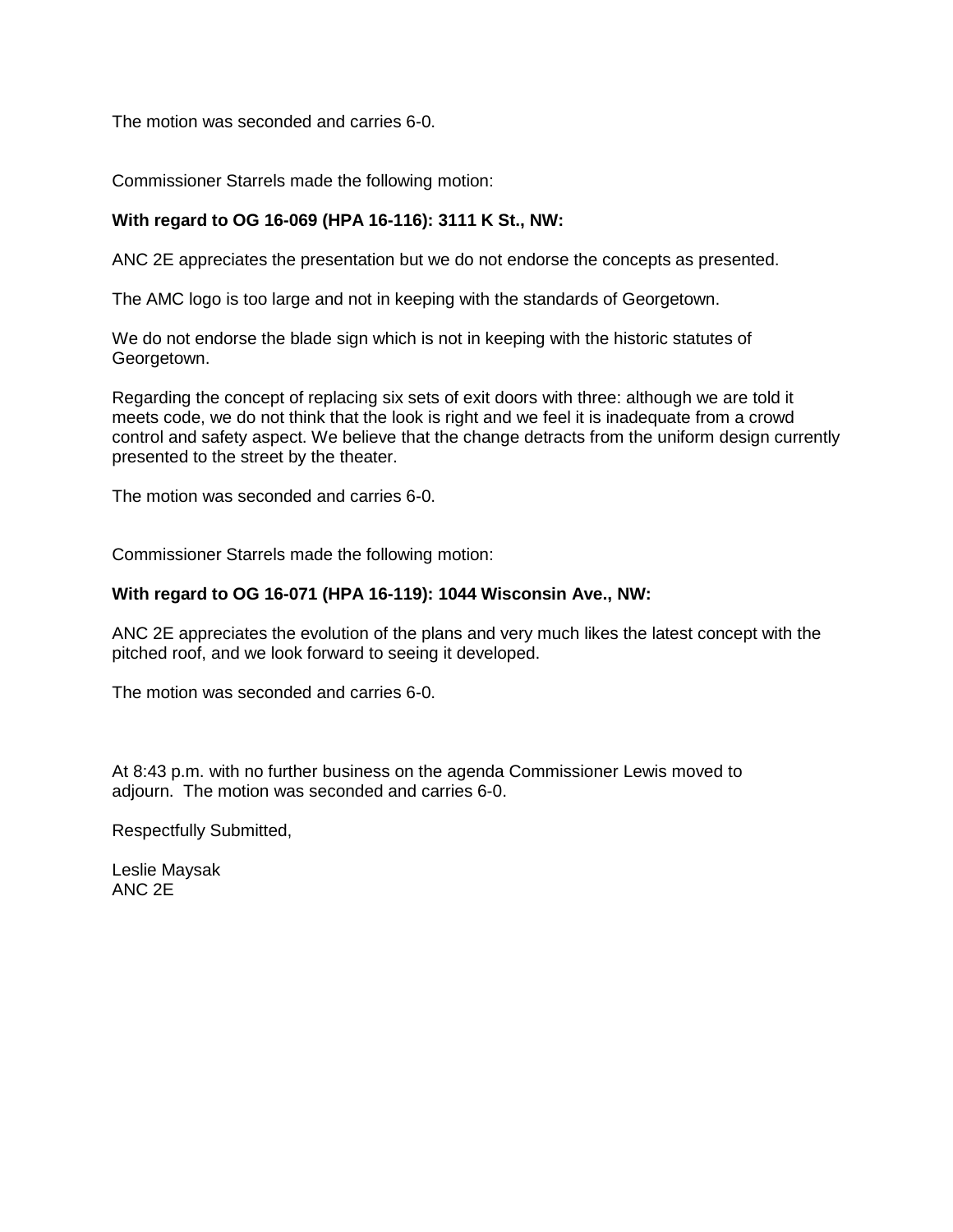The motion was seconded and carries 6-0.

Commissioner Starrels made the following motion:

**With regard to OG 16-069 (HPA 16-116): 3111 K St., NW:**

ANC 2E appreciates the presentation but we do not endorse the concepts as presented.

The AMC logo is too large and not in keeping with the standards of Georgetown.

We do not endorse the blade sign which is not in keeping with the historic statutes of Georgetown.

Regarding the concept of replacing six sets of exit doors with three: although we are told it meets code, we do not think that the look is right and we feel it is inadequate from a crowd control and safety aspect. We believe that the change detracts from the uniform design currently presented to the street by the theater.

The motion was seconded and carries 6-0.

Commissioner Starrels made the following motion:

**With regard to OG 16-071 (HPA 16-119): 1044 Wisconsin Ave., NW:**

ANC 2E appreciates the evolution of the plans and very much likes the latest concept with the pitched roof, and we look forward to seeing it developed.

The motion was seconded and carries 6-0.

At 8:43 p.m. with no further business on the agenda Commissioner Lewis moved to adjourn. The motion was seconded and carries 6-0.

Respectfully Submitted,

Leslie Maysak
ANC 2E